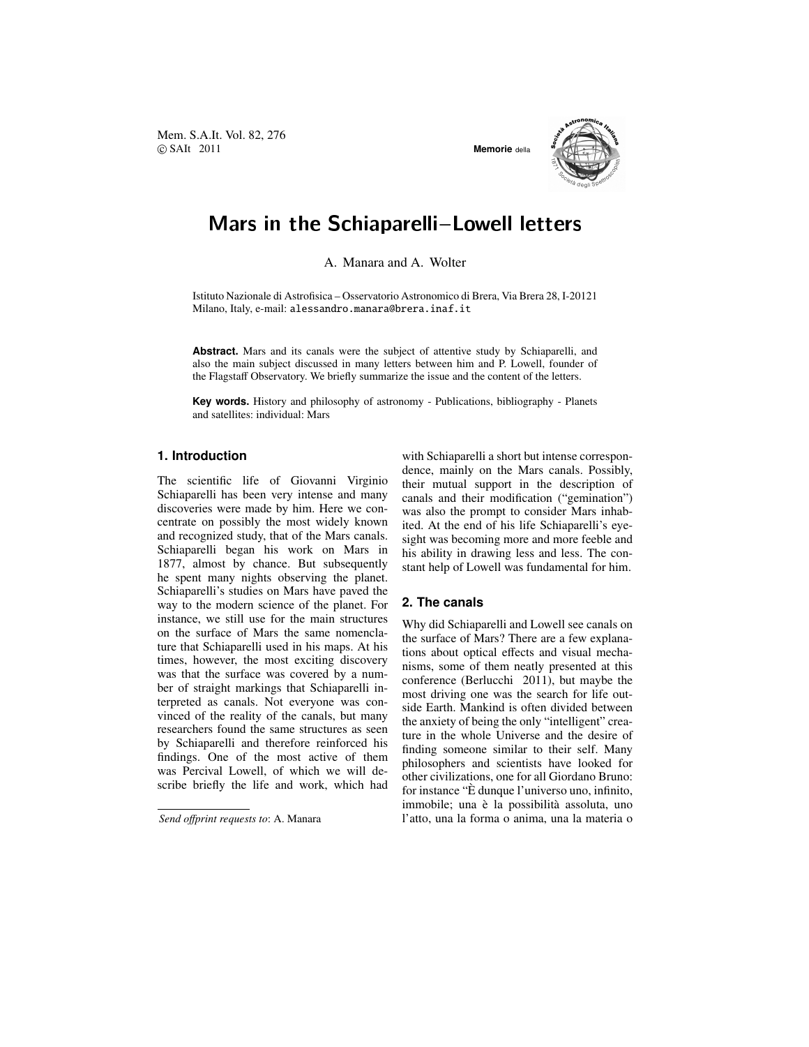// Mem. S.A.It. Vol. 82, 276 header omitted as journal metadata? It's first page metadata; keep minimal.

# Mars in the Schiaparelli–Lowell letters

A. Manara and A. Wolter

Istituto Nazionale di Astrofisica – Osservatorio Astronomico di Brera, Via Brera 28, I-20121 Milano, Italy, e-mail: alessandro.manara@brera.inaf.it

**Abstract.** Mars and its canals were the subject of attentive study by Schiaparelli, and also the main subject discussed in many letters between him and P. Lowell, founder of the Flagstaff Observatory. We briefly summarize the issue and the content of the letters.

**Key words.** History and philosophy of astronomy - Publications, bibliography - Planets and satellites: individual: Mars

## 1. Introduction

The scientific life of Giovanni Virginio Schiaparelli has been very intense and many discoveries were made by him. Here we concentrate on possibly the most widely known and recognized study, that of the Mars canals. Schiaparelli began his work on Mars in 1877, almost by chance. But subsequently he spent many nights observing the planet. Schiaparelli's studies on Mars have paved the way to the modern science of the planet. For instance, we still use for the main structures on the surface of Mars the same nomenclature that Schiaparelli used in his maps. At his times, however, the most exciting discovery was that the surface was covered by a number of straight markings that Schiaparelli interpreted as canals. Not everyone was convinced of the reality of the canals, but many researchers found the same structures as seen by Schiaparelli and therefore reinforced his findings. One of the most active of them was Percival Lowell, of which we will describe briefly the life and work, which had with Schiaparelli a short but intense correspondence, mainly on the Mars canals. Possibly, their mutual support in the description of canals and their modification ("gemination") was also the prompt to consider Mars inhabited. At the end of his life Schiaparelli's eyesight was becoming more and more feeble and his ability in drawing less and less. The constant help of Lowell was fundamental for him.

## 2. The canals

Why did Schiaparelli and Lowell see canals on the surface of Mars? There are a few explanations about optical effects and visual mechanisms, some of them neatly presented at this conference (Berlucchi 2011), but maybe the most driving one was the search for life outside Earth. Mankind is often divided between the anxiety of being the only "intelligent" creature in the whole Universe and the desire of finding someone similar to their self. Many philosophers and scientists have looked for other civilizations, one for all Giordano Bruno: for instance "È dunque l'universo uno, infinito, immobile; una è la possibilità assoluta, uno l'atto, una la forma o anima, una la materia o

*Send offprint requests to*: A. Manara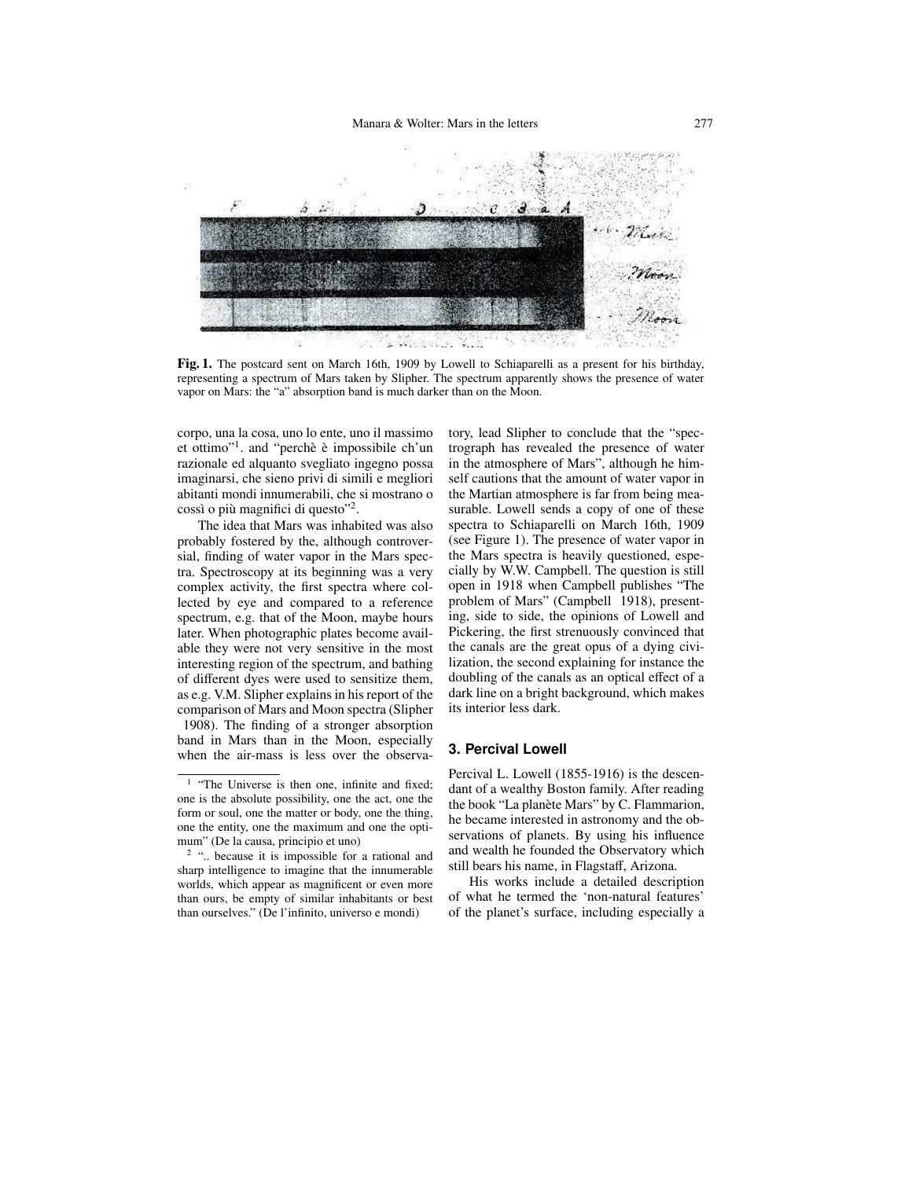**Fig. 1.** The postcard sent on March 16th, 1909 by Lowell to Schiaparelli as a present for his birthday, representing a spectrum of Mars taken by Slipher. The spectrum apparently shows the presence of water vapor on Mars: the "a" absorption band is much darker than on the Moon.

corpo, una la cosa, uno lo ente, uno il massimo et ottimo"[1]. and "perchè è impossibile ch'un razionale ed alquanto svegliato ingegno possa imaginarsi, che sieno privi di simili e megliori abitanti mondi innumerabili, che si mostrano o cossì o più magnifici di questo"[2].

The idea that Mars was inhabited was also probably fostered by the, although controversial, finding of water vapor in the Mars spectra. Spectroscopy at its beginning was a very complex activity, the first spectra where collected by eye and compared to a reference spectrum, e.g. that of the Moon, maybe hours later. When photographic plates become available they were not very sensitive in the most interesting region of the spectrum, and bathing of different dyes were used to sensitize them, as e.g. V.M. Slipher explains in his report of the comparison of Mars and Moon spectra (Slipher 1908). The finding of a stronger absorption band in Mars than in the Moon, especially when the air-mass is less over the observatory, lead Slipher to conclude that the "spectrograph has revealed the presence of water in the atmosphere of Mars", although he himself cautions that the amount of water vapor in the Martian atmosphere is far from being measurable. Lowell sends a copy of one of these spectra to Schiaparelli on March 16th, 1909 (see Figure 1). The presence of water vapor in the Mars spectra is heavily questioned, especially by W.W. Campbell. The question is still open in 1918 when Campbell publishes "The problem of Mars" (Campbell 1918), presenting, side to side, the opinions of Lowell and Pickering, the first strenuously convinced that the canals are the great opus of a dying civilization, the second explaining for instance the doubling of the canals as an optical effect of a dark line on a bright background, which makes its interior less dark.

## 3. Percival Lowell

Percival L. Lowell (1855-1916) is the descendant of a wealthy Boston family. After reading the book "La planète Mars" by C. Flammarion, he became interested in astronomy and the observations of planets. By using his influence and wealth he founded the Observatory which still bears his name, in Flagstaff, Arizona.

His works include a detailed description of what he termed the 'non-natural features' of the planet's surface, including especially a

[1] "The Universe is then one, infinite and fixed; one is the absolute possibility, one the act, one the form or soul, one the matter or body, one the thing, one the entity, one the maximum and one the optimum" (De la causa, principio et uno)

[2] ".. because it is impossible for a rational and sharp intelligence to imagine that the innumerable worlds, which appear as magnificent or even more than ours, be empty of similar inhabitants or best than ourselves." (De l'infinito, universo e mondi)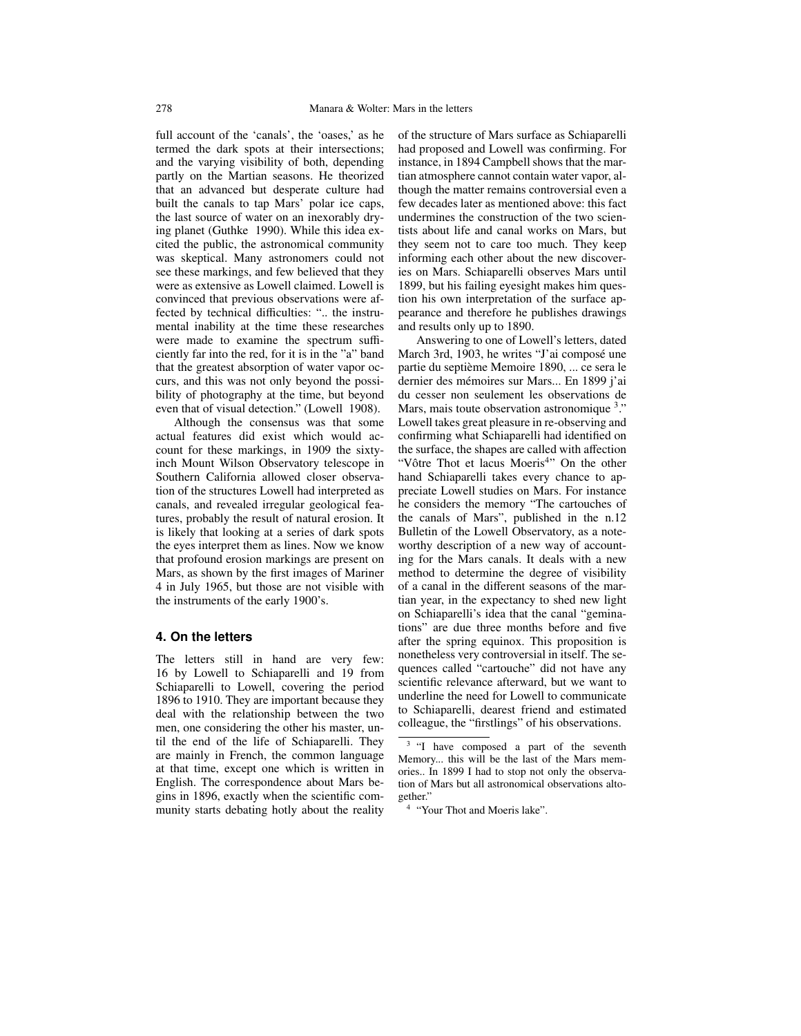full account of the 'canals', the 'oases,' as he termed the dark spots at their intersections; and the varying visibility of both, depending partly on the Martian seasons. He theorized that an advanced but desperate culture had built the canals to tap Mars' polar ice caps, the last source of water on an inexorably drying planet (Guthke 1990). While this idea excited the public, the astronomical community was skeptical. Many astronomers could not see these markings, and few believed that they were as extensive as Lowell claimed. Lowell is convinced that previous observations were affected by technical difficulties: ".. the instrumental inability at the time these researches were made to examine the spectrum sufficiently far into the red, for it is in the "a" band that the greatest absorption of water vapor occurs, and this was not only beyond the possibility of photography at the time, but beyond even that of visual detection." (Lowell 1908).

Although the consensus was that some actual features did exist which would account for these markings, in 1909 the sixty-inch Mount Wilson Observatory telescope in Southern California allowed closer observation of the structures Lowell had interpreted as canals, and revealed irregular geological features, probably the result of natural erosion. It is likely that looking at a series of dark spots the eyes interpret them as lines. Now we know that profound erosion markings are present on Mars, as shown by the first images of Mariner 4 in July 1965, but those are not visible with the instruments of the early 1900's.

## 4. On the letters

The letters still in hand are very few: 16 by Lowell to Schiaparelli and 19 from Schiaparelli to Lowell, covering the period 1896 to 1910. They are important because they deal with the relationship between the two men, one considering the other his master, until the end of the life of Schiaparelli. They are mainly in French, the common language at that time, except one which is written in English. The correspondence about Mars begins in 1896, exactly when the scientific community starts debating hotly about the reality of the structure of Mars surface as Schiaparelli had proposed and Lowell was confirming. For instance, in 1894 Campbell shows that the martian atmosphere cannot contain water vapor, although the matter remains controversial even a few decades later as mentioned above: this fact undermines the construction of the two scientists about life and canal works on Mars, but they seem not to care too much. They keep informing each other about the new discoveries on Mars. Schiaparelli observes Mars until 1899, but his failing eyesight makes him question his own interpretation of the surface appearance and therefore he publishes drawings and results only up to 1890.

Answering to one of Lowell's letters, dated March 3rd, 1903, he writes "J'ai composé une partie du septième Memoire 1890, ... ce sera le dernier des mémoires sur Mars... En 1899 j'ai du cesser non seulement les observations de Mars, mais toute observation astronomique [3]." Lowell takes great pleasure in re-observing and confirming what Schiaparelli had identified on the surface, the shapes are called with affection "Vôtre Thot et lacus Moeris[4]" On the other hand Schiaparelli takes every chance to appreciate Lowell studies on Mars. For instance he considers the memory "The cartouches of the canals of Mars", published in the n.12 Bulletin of the Lowell Observatory, as a noteworthy description of a new way of accounting for the Mars canals. It deals with a new method to determine the degree of visibility of a canal in the different seasons of the martian year, in the expectancy to shed new light on Schiaparelli's idea that the canal "geminations" are due three months before and five after the spring equinox. This proposition is nonetheless very controversial in itself. The sequences called "cartouche" did not have any scientific relevance afterward, but we want to underline the need for Lowell to communicate to Schiaparelli, dearest friend and estimated colleague, the "firstlings" of his observations.

[3] "I have composed a part of the seventh Memory... this will be the last of the Mars memories.. In 1899 I had to stop not only the observation of Mars but all astronomical observations altogether."

[4] "Your Thot and Moeris lake".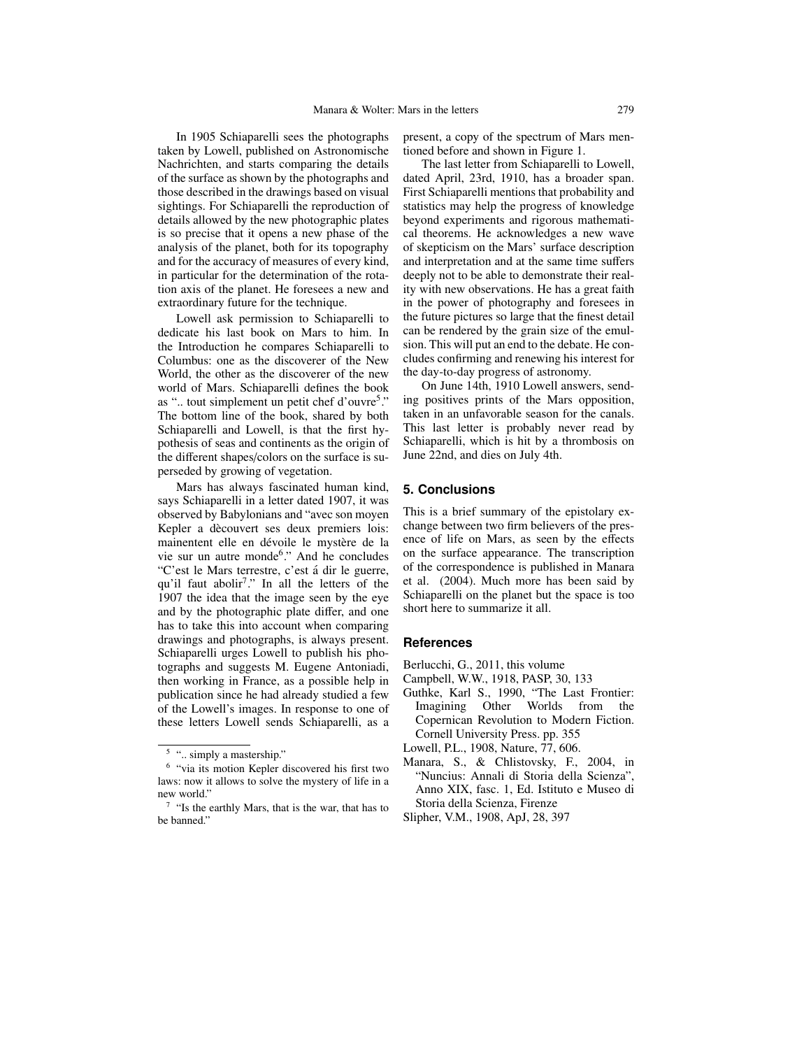In 1905 Schiaparelli sees the photographs taken by Lowell, published on Astronomische Nachrichten, and starts comparing the details of the surface as shown by the photographs and those described in the drawings based on visual sightings. For Schiaparelli the reproduction of details allowed by the new photographic plates is so precise that it opens a new phase of the analysis of the planet, both for its topography and for the accuracy of measures of every kind, in particular for the determination of the rotation axis of the planet. He foresees a new and extraordinary future for the technique.

Lowell ask permission to Schiaparelli to dedicate his last book on Mars to him. In the Introduction he compares Schiaparelli to Columbus: one as the discoverer of the New World, the other as the discoverer of the new world of Mars. Schiaparelli defines the book as ".. tout simplement un petit chef d'ouvre[5]." The bottom line of the book, shared by both Schiaparelli and Lowell, is that the first hypothesis of seas and continents as the origin of the different shapes/colors on the surface is superseded by growing of vegetation.

Mars has always fascinated human kind, says Schiaparelli in a letter dated 1907, it was observed by Babylonians and "avec son moyen Kepler a dècouvert ses deux premiers lois: mainentent elle en dévoile le mystère de la vie sur un autre monde[6]." And he concludes "C'est le Mars terrestre, c'est á dir le guerre, qu'il faut abolir[7]." In all the letters of the 1907 the idea that the image seen by the eye and by the photographic plate differ, and one has to take this into account when comparing drawings and photographs, is always present. Schiaparelli urges Lowell to publish his photographs and suggests M. Eugene Antoniadi, then working in France, as a possible help in publication since he had already studied a few of the Lowell's images. In response to one of these letters Lowell sends Schiaparelli, as a present, a copy of the spectrum of Mars mentioned before and shown in Figure 1.

The last letter from Schiaparelli to Lowell, dated April, 23rd, 1910, has a broader span. First Schiaparelli mentions that probability and statistics may help the progress of knowledge beyond experiments and rigorous mathematical theorems. He acknowledges a new wave of skepticism on the Mars' surface description and interpretation and at the same time suffers deeply not to be able to demonstrate their reality with new observations. He has a great faith in the power of photography and foresees in the future pictures so large that the finest detail can be rendered by the grain size of the emulsion. This will put an end to the debate. He concludes confirming and renewing his interest for the day-to-day progress of astronomy.

On June 14th, 1910 Lowell answers, sending positives prints of the Mars opposition, taken in an unfavorable season for the canals. This last letter is probably never read by Schiaparelli, which is hit by a thrombosis on June 22nd, and dies on July 4th.

## 5. Conclusions

This is a brief summary of the epistolary exchange between two firm believers of the presence of life on Mars, as seen by the effects on the surface appearance. The transcription of the correspondence is published in Manara et al. (2004). Much more has been said by Schiaparelli on the planet but the space is too short here to summarize it all.

## References

Berlucchi, G., 2011, this volume

Campbell, W.W., 1918, PASP, 30, 133

Guthke, Karl S., 1990, "The Last Frontier: Imagining Other Worlds from the Copernican Revolution to Modern Fiction. Cornell University Press. pp. 355

Lowell, P.L., 1908, Nature, 77, 606.

Manara, S., & Chlistovsky, F., 2004, in "Nuncius: Annali di Storia della Scienza", Anno XIX, fasc. 1, Ed. Istituto e Museo di Storia della Scienza, Firenze

Slipher, V.M., 1908, ApJ, 28, 397

---

[5] ".. simply a mastership."

[6] "via its motion Kepler discovered his first two laws: now it allows to solve the mystery of life in a new world."

[7] "Is the earthly Mars, that is the war, that has to be banned."